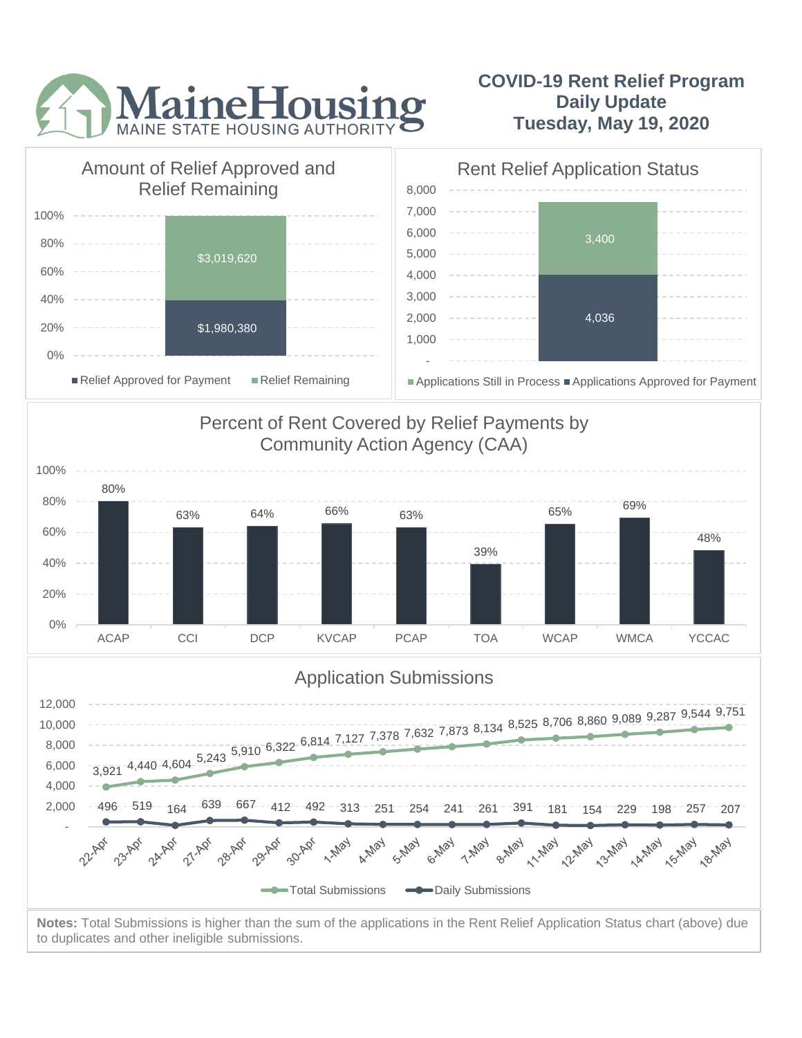MaineHousing
MAINE STATE HOUSING AUTHORITY

# COVID-19 Rent Relief Program
## Daily Update
## Tuesday, May 19, 2020

### Amount of Relief Approved and Relief Remaining

| Category | Amount |
| --- | --- |
| Relief Approved for Payment | $1,980,380 |
| Relief Remaining | $3,019,620 |

### Rent Relief Application Status

| Category | Count |
| --- | --- |
| Applications Approved for Payment | 4,036 |
| Applications Still in Process | 3,400 |

### Percent of Rent Covered by Relief Payments by Community Action Agency (CAA)

| CAA | Percent |
| --- | --- |
| ACAP | 80% |
| CCI | 63% |
| DCP | 64% |
| KVCAP | 66% |
| PCAP | 63% |
| TOA | 39% |
| WCAP | 65% |
| WMCA | 69% |
| YCCAC | 48% |

### Application Submissions

| Date | Total Submissions | Daily Submissions |
| --- | --- | --- |
| 22-Apr | 3,921 | 496 |
| 23-Apr | 4,440 | 519 |
| 24-Apr | 4,604 | 164 |
| 27-Apr | 5,243 | 639 |
| 28-Apr | 5,910 | 667 |
| 29-Apr | 6,322 | 412 |
| 30-Apr | 6,814 | 492 |
| 1-May | 7,127 | 313 |
| 4-May | 7,378 | 251 |
| 5-May | 7,632 | 254 |
| 6-May | 7,873 | 241 |
| 7-May | 8,134 | 261 |
| 8-May | 8,525 | 391 |
| 11-May | 8,706 | 181 |
| 12-May | 8,860 | 154 |
| 13-May | 9,089 | 229 |
| 14-May | 9,287 | 198 |
| 15-May | 9,544 | 257 |
| 18-May | 9,751 | 207 |

**Notes:** Total Submissions is higher than the sum of the applications in the Rent Relief Application Status chart (above) due to duplicates and other ineligible submissions.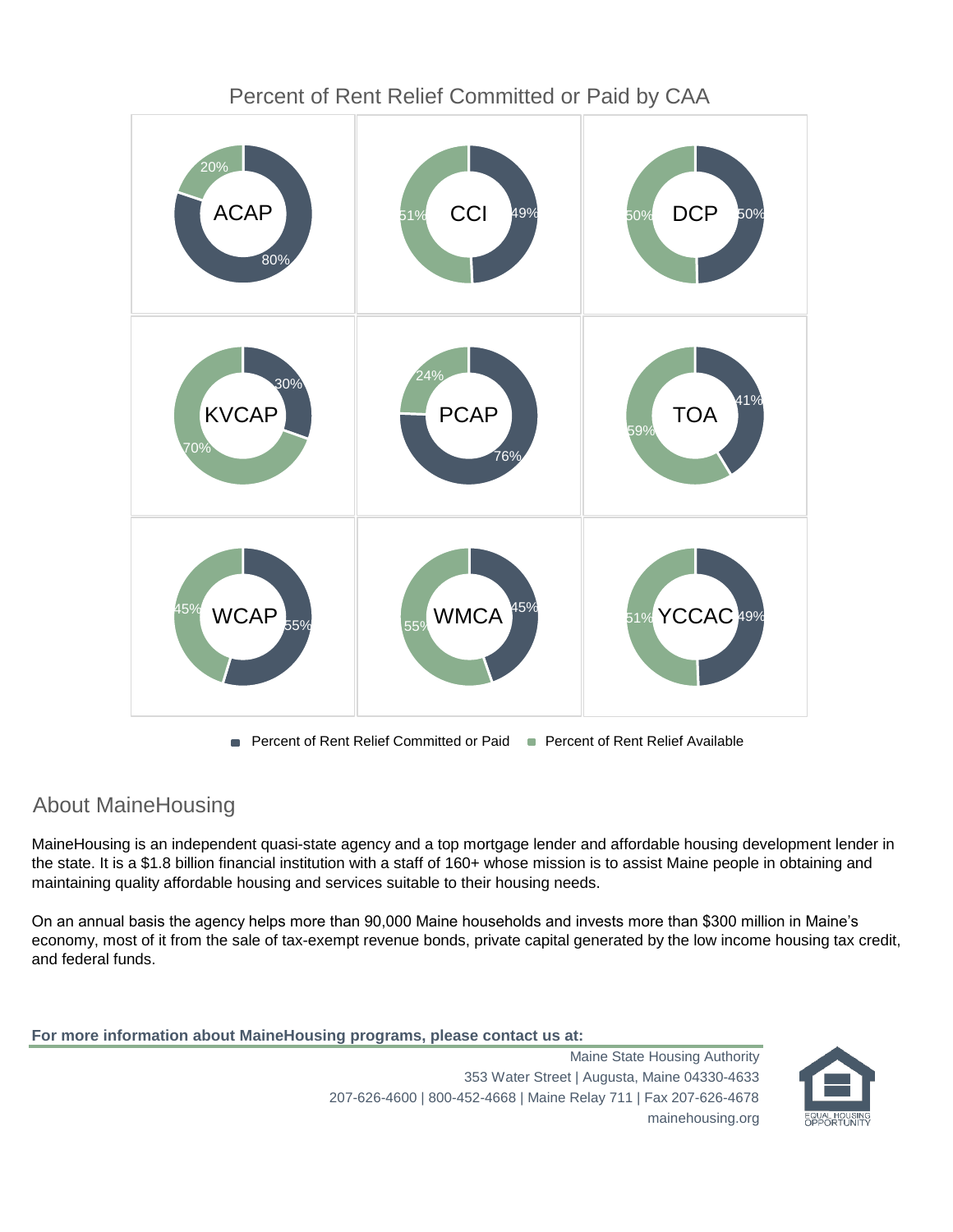## Percent of Rent Relief Committed or Paid by CAA

ACAP
20%
80%

CCI
51%
49%

DCP
50%
50%

KVCAP
30%
70%

PCAP
24%
76%

TOA
41%
59%

WCAP
45%
55%

WMCA
45%
55%

YCCAC
51%
49%

Percent of Rent Relief Committed or Paid
Percent of Rent Relief Available

## About MaineHousing

MaineHousing is an independent quasi-state agency and a top mortgage lender and affordable housing development lender in the state. It is a $1.8 billion financial institution with a staff of 160+ whose mission is to assist Maine people in obtaining and maintaining quality affordable housing and services suitable to their housing needs.

On an annual basis the agency helps more than 90,000 Maine households and invests more than $300 million in Maine's economy, most of it from the sale of tax-exempt revenue bonds, private capital generated by the low income housing tax credit, and federal funds.

**For more information about MaineHousing programs, please contact us at:**

Maine State Housing Authority
353 Water Street | Augusta, Maine 04330-4633
207-626-4600 | 800-452-4668 | Maine Relay 711 | Fax 207-626-4678
mainehousing.org

EQUAL HOUSING OPPORTUNITY